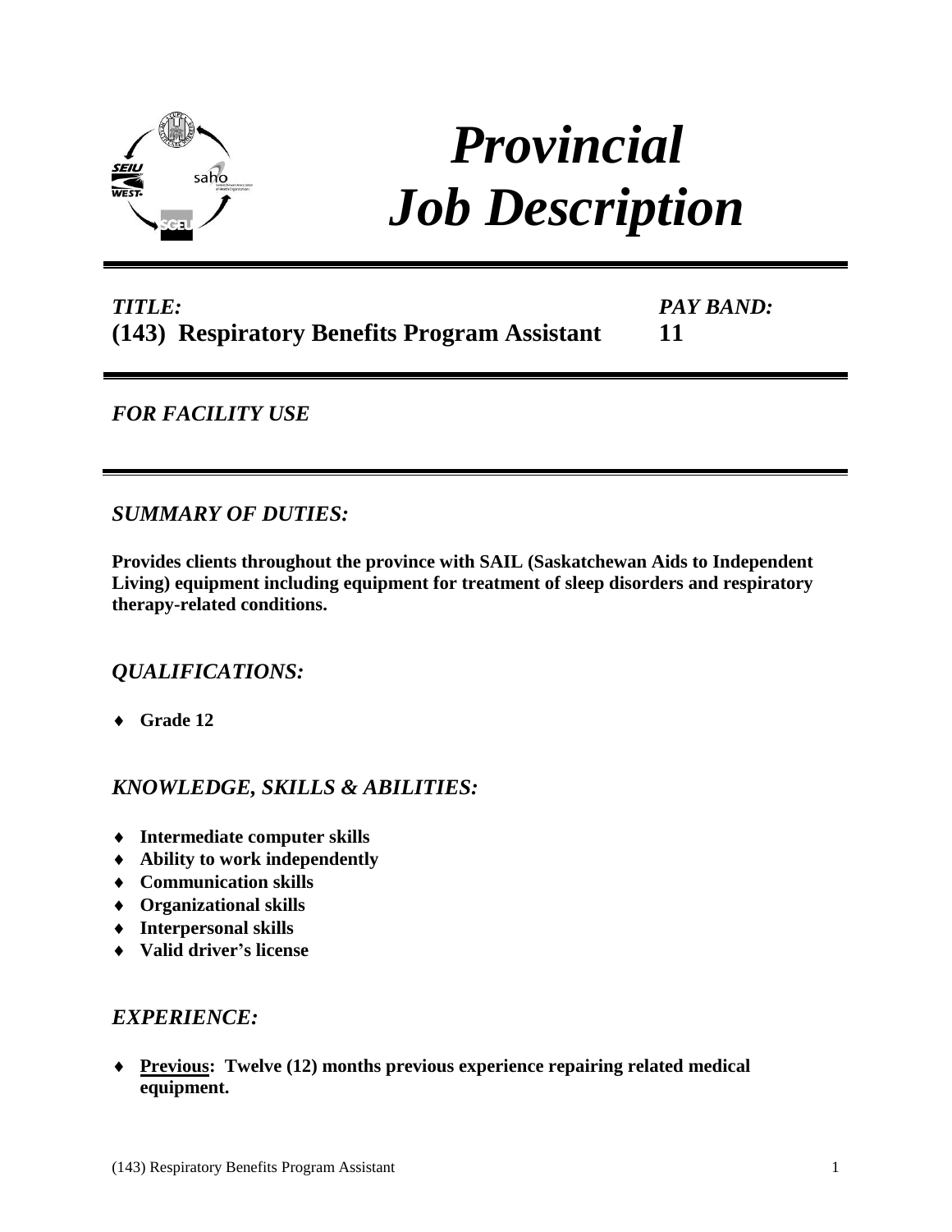# *Provincial Job Description*

***TITLE:***
**(143) Respiratory Benefits Program Assistant**

***PAY BAND:***
**11**

## *FOR FACILITY USE*

## *SUMMARY OF DUTIES:*

**Provides clients throughout the province with SAIL (Saskatchewan Aids to Independent Living) equipment including equipment for treatment of sleep disorders and respiratory therapy-related conditions.**

## *QUALIFICATIONS:*

- **Grade 12**

## *KNOWLEDGE, SKILLS & ABILITIES:*

- **Intermediate computer skills**
- **Ability to work independently**
- **Communication skills**
- **Organizational skills**
- **Interpersonal skills**
- **Valid driver's license**

## *EXPERIENCE:*

- **<u>Previous</u>: Twelve (12) months previous experience repairing related medical equipment.**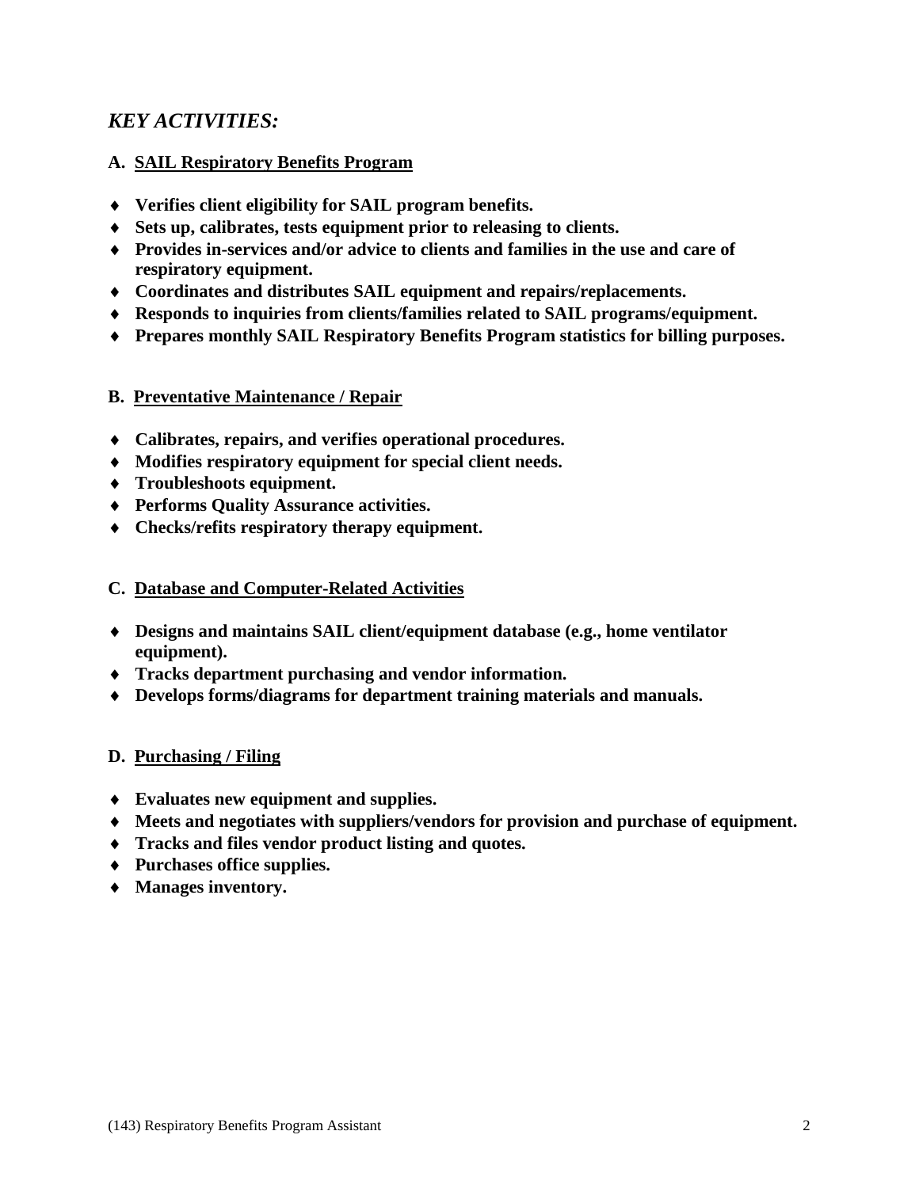## *KEY ACTIVITIES:*

### A. <u>SAIL Respiratory Benefits Program</u>

- **Verifies client eligibility for SAIL program benefits.**
- **Sets up, calibrates, tests equipment prior to releasing to clients.**
- **Provides in-services and/or advice to clients and families in the use and care of respiratory equipment.**
- **Coordinates and distributes SAIL equipment and repairs/replacements.**
- **Responds to inquiries from clients/families related to SAIL programs/equipment.**
- **Prepares monthly SAIL Respiratory Benefits Program statistics for billing purposes.**

### B. <u>Preventative Maintenance / Repair</u>

- **Calibrates, repairs, and verifies operational procedures.**
- **Modifies respiratory equipment for special client needs.**
- **Troubleshoots equipment.**
- **Performs Quality Assurance activities.**
- **Checks/refits respiratory therapy equipment.**

### C. <u>Database and Computer-Related Activities</u>

- **Designs and maintains SAIL client/equipment database (e.g., home ventilator equipment).**
- **Tracks department purchasing and vendor information.**
- **Develops forms/diagrams for department training materials and manuals.**

### D. <u>Purchasing / Filing</u>

- **Evaluates new equipment and supplies.**
- **Meets and negotiates with suppliers/vendors for provision and purchase of equipment.**
- **Tracks and files vendor product listing and quotes.**
- **Purchases office supplies.**
- **Manages inventory.**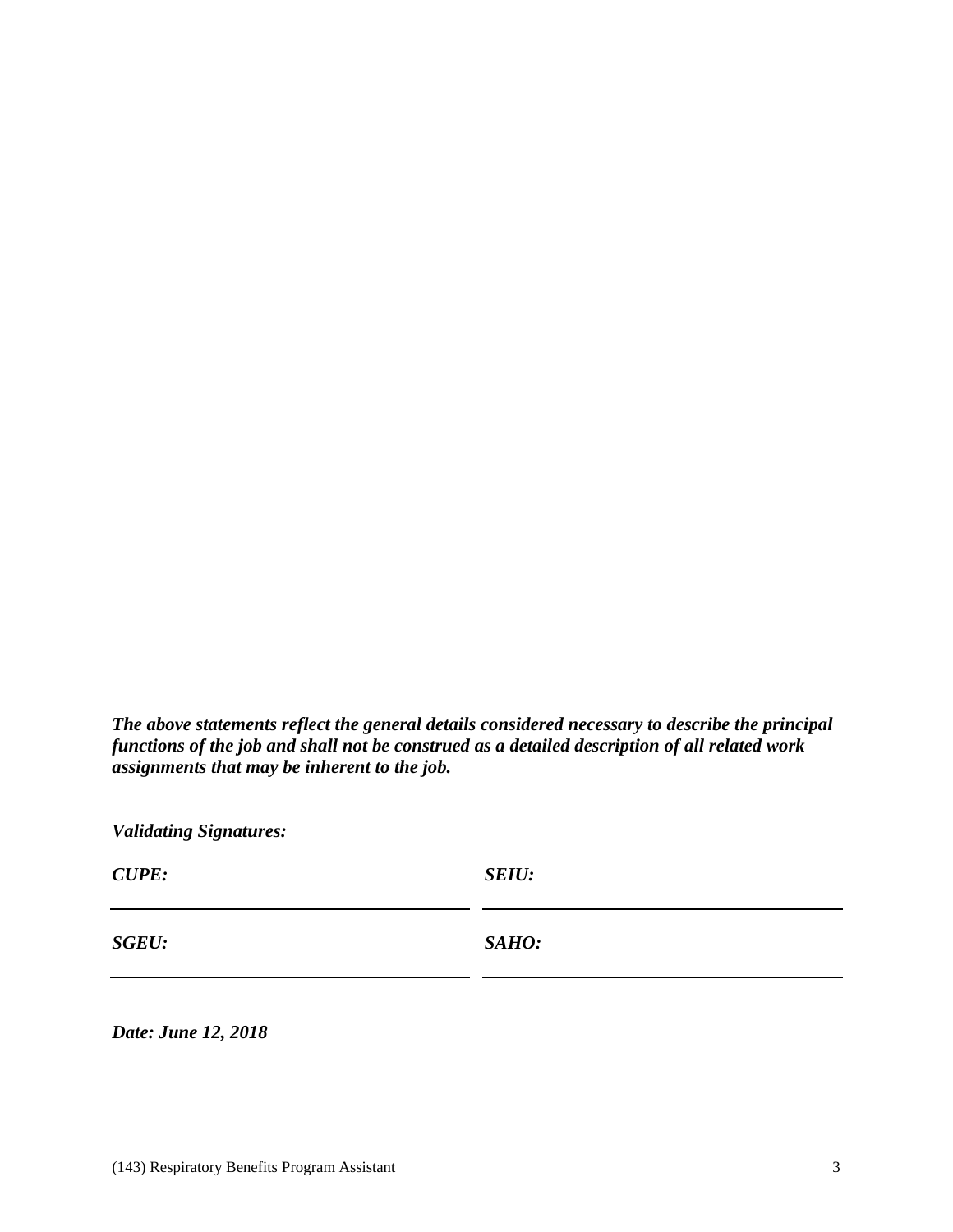***The above statements reflect the general details considered necessary to describe the principal functions of the job and shall not be construed as a detailed description of all related work assignments that may be inherent to the job.***

***Validating Signatures:***

| | |
|---|---|
| ***CUPE:*** | ***SEIU:*** |
| ___________________________ | ___________________________ |
| ***SGEU:*** | ***SAHO:*** |
| ___________________________ | ___________________________ |

***Date: June 12, 2018***